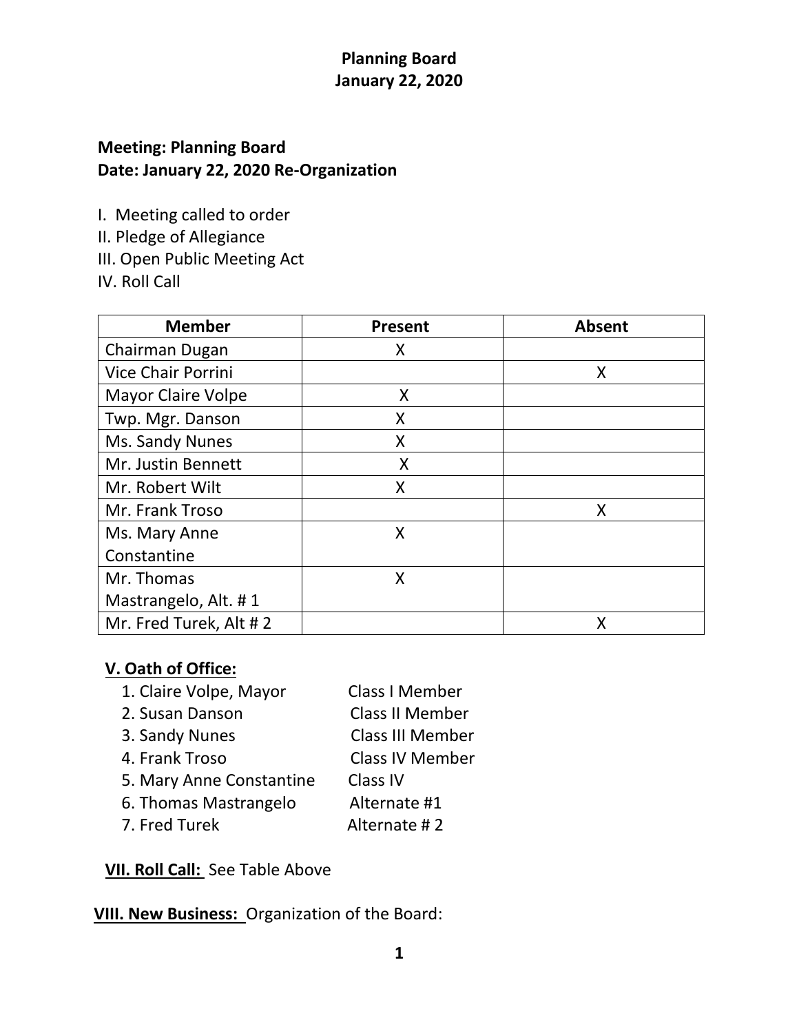# Planning Board
# January 22, 2020

**Meeting: Planning Board**
**Date: January 22, 2020 Re-Organization**

I. Meeting called to order
II. Pledge of Allegiance
III. Open Public Meeting Act
IV. Roll Call

| Member | Present | Absent |
|---|---|---|
| Chairman Dugan | X | |
| Vice Chair Porrini | | X |
| Mayor Claire Volpe | X | |
| Twp. Mgr. Danson | X | |
| Ms. Sandy Nunes | X | |
| Mr. Justin Bennett | X | |
| Mr. Robert Wilt | X | |
| Mr. Frank Troso | | X |
| Ms. Mary Anne Constantine | X | |
| Mr. Thomas Mastrangelo, Alt. # 1 | X | |
| Mr. Fred Turek, Alt # 2 | | X |

**V. Oath of Office:**

1. Claire Volpe, Mayor — Class I Member
2. Susan Danson — Class II Member
3. Sandy Nunes — Class III Member
4. Frank Troso — Class IV Member
5. Mary Anne Constantine — Class IV
6. Thomas Mastrangelo — Alternate #1
7. Fred Turek — Alternate # 2

**VII. Roll Call:** See Table Above

**VIII. New Business:** Organization of the Board: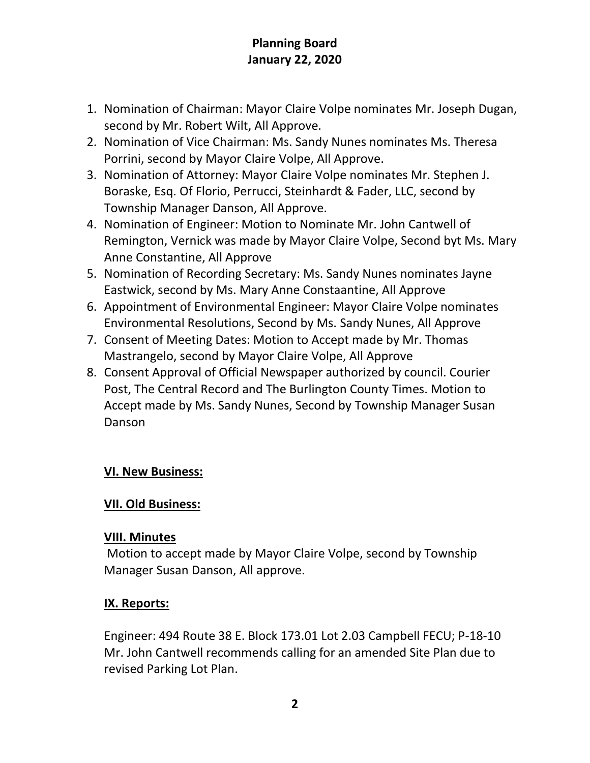# Planning Board
# January 22, 2020

1. Nomination of Chairman: Mayor Claire Volpe nominates Mr. Joseph Dugan, second by Mr. Robert Wilt, All Approve.
2. Nomination of Vice Chairman: Ms. Sandy Nunes nominates Ms. Theresa Porrini, second by Mayor Claire Volpe, All Approve.
3. Nomination of Attorney: Mayor Claire Volpe nominates Mr. Stephen J. Boraske, Esq. Of Florio, Perrucci, Steinhardt & Fader, LLC, second by Township Manager Danson, All Approve.
4. Nomination of Engineer: Motion to Nominate Mr. John Cantwell of Remington, Vernick was made by Mayor Claire Volpe, Second byt Ms. Mary Anne Constantine, All Approve
5. Nomination of Recording Secretary: Ms. Sandy Nunes nominates Jayne Eastwick, second by Ms. Mary Anne Constaantine, All Approve
6. Appointment of Environmental Engineer: Mayor Claire Volpe nominates Environmental Resolutions, Second by Ms. Sandy Nunes, All Approve
7. Consent of Meeting Dates: Motion to Accept made by Mr. Thomas Mastrangelo, second by Mayor Claire Volpe, All Approve
8. Consent Approval of Official Newspaper authorized by council. Courier Post, The Central Record and The Burlington County Times. Motion to Accept made by Ms. Sandy Nunes, Second by Township Manager Susan Danson

## VI. New Business:

## VII. Old Business:

## VIII. Minutes

Motion to accept made by Mayor Claire Volpe, second by Township Manager Susan Danson, All approve.

## IX. Reports:

Engineer: 494 Route 38 E. Block 173.01 Lot 2.03 Campbell FECU; P-18-10 Mr. John Cantwell recommends calling for an amended Site Plan due to revised Parking Lot Plan.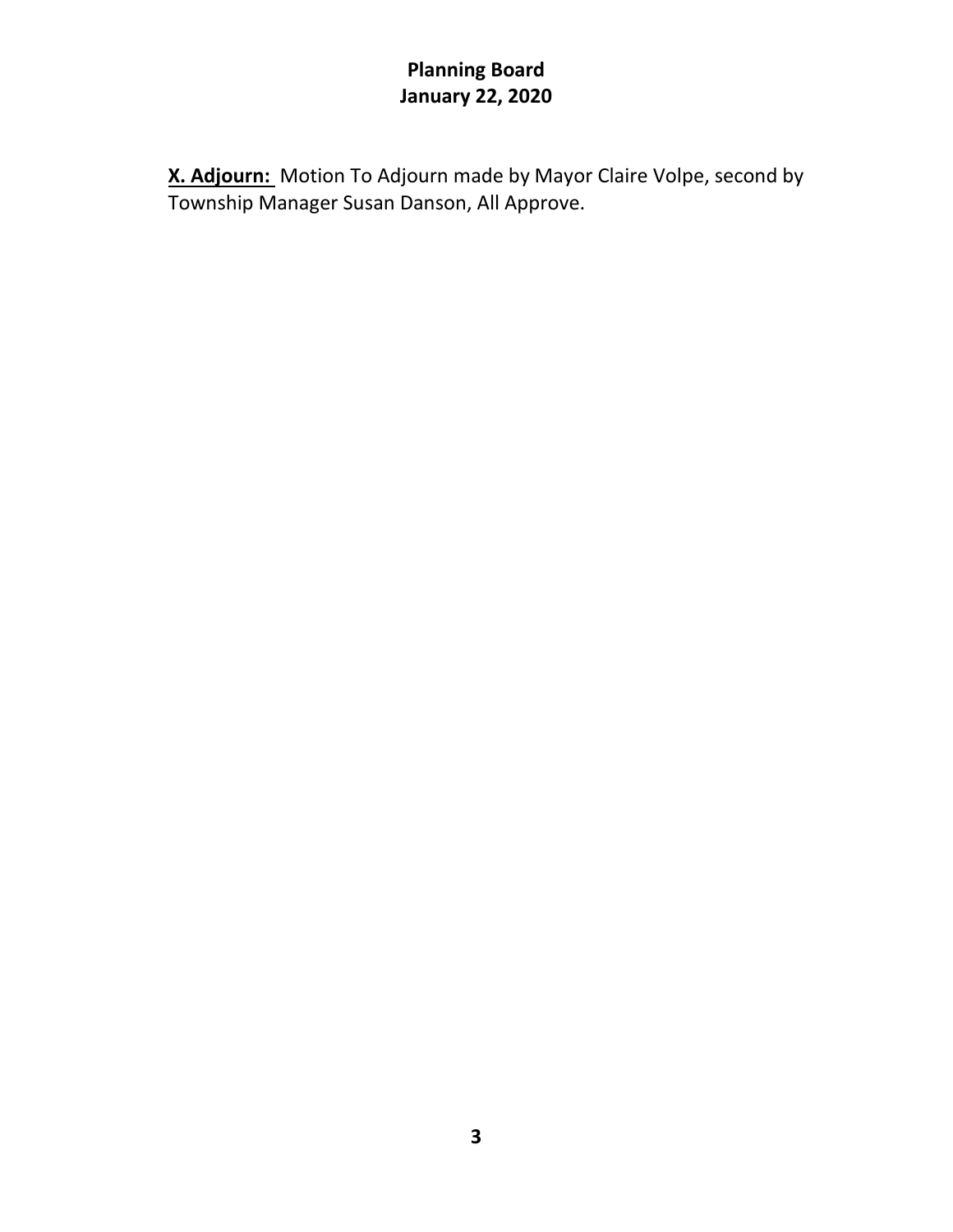**X. Adjourn:** Motion To Adjourn made by Mayor Claire Volpe, second by Township Manager Susan Danson, All Approve.